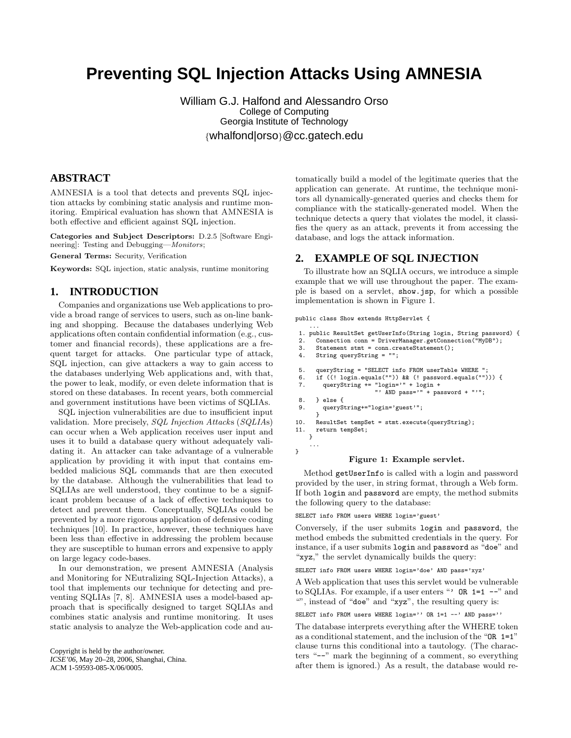# Preventing SQL Injection Attacks Using AMNESIA

William G.J. Halfond and Alessandro Orso
College of Computing
Georgia Institute of Technology
{whalfond|orso}@cc.gatech.edu

## ABSTRACT

AMNESIA is a tool that detects and prevents SQL injection attacks by combining static analysis and runtime monitoring. Empirical evaluation has shown that AMNESIA is both effective and efficient against SQL injection.

**Categories and Subject Descriptors:** D.2.5 [Software Engineering]: Testing and Debugging—*Monitors*;

**General Terms:** Security, Verification

**Keywords:** SQL injection, static analysis, runtime monitoring

## 1. INTRODUCTION

Companies and organizations use Web applications to provide a broad range of services to users, such as on-line banking and shopping. Because the databases underlying Web applications often contain confidential information (e.g., customer and financial records), these applications are a frequent target for attacks. One particular type of attack, SQL injection, can give attackers a way to gain access to the databases underlying Web applications and, with that, the power to leak, modify, or even delete information that is stored on these databases. In recent years, both commercial and government institutions have been victims of SQLIAs.

SQL injection vulnerabilities are due to insufficient input validation. More precisely, *SQL Injection Attacks* (*SQLIAs*) can occur when a Web application receives user input and uses it to build a database query without adequately validating it. An attacker can take advantage of a vulnerable application by providing it with input that contains embedded malicious SQL commands that are then executed by the database. Although the vulnerabilities that lead to SQLIAs are well understood, they continue to be a significant problem because of a lack of effective techniques to detect and prevent them. Conceptually, SQLIAs could be prevented by a more rigorous application of defensive coding techniques [10]. In practice, however, these techniques have been less than effective in addressing the problem because they are susceptible to human errors and expensive to apply on large legacy code-bases.

In our demonstration, we present AMNESIA (Analysis and Monitoring for NEutralizing SQL-Injection Attacks), a tool that implements our technique for detecting and preventing SQLIAs [7, 8]. AMNESIA uses a model-based approach that is specifically designed to target SQLIAs and combines static analysis and runtime monitoring. It uses static analysis to analyze the Web-application code and automatically build a model of the legitimate queries that the application can generate. At runtime, the technique monitors all dynamically-generated queries and checks them for compliance with the statically-generated model. When the technique detects a query that violates the model, it classifies the query as an attack, prevents it from accessing the database, and logs the attack information.

Copyright is held by the author/owner.
*ICSE'06,* May 20–28, 2006, Shanghai, China.
ACM 1-59593-085-X/06/0005.

## 2. EXAMPLE OF SQL INJECTION

To illustrate how an SQLIA occurs, we introduce a simple example that we will use throughout the paper. The example is based on a servlet, `show.jsp`, for which a possible implementation is shown in Figure 1.

```
public class Show extends HttpServlet {
    ...
 1. public ResultSet getUserInfo(String login, String password) {
 2.   Connection conn = DriverManager.getConnection("MyDB");
 3.   Statement stmt = conn.createStatement();
 4.   String queryString = "";

 5.   queryString = "SELECT info FROM userTable WHERE ";
 6.   if ((! login.equals("")) && (! password.equals(""))) {
 7.     queryString += "login='" + login +
                       "' AND pass='" + password + "'";
 8.   } else {
 9.     queryString+="login='guest'";
      }
10.   ResultSet tempSet = stmt.execute(queryString);
11.   return tempSet;
    }
    ...
}
```

**Figure 1: Example servlet.**

Method `getUserInfo` is called with a login and password provided by the user, in string format, through a Web form. If both `login` and `password` are empty, the method submits the following query to the database:

```
SELECT info FROM users WHERE login='guest'
```

Conversely, if the user submits `login` and `password`, the method embeds the submitted credentials in the query. For instance, if a user submits `login` and `password` as "`doe`" and "`xyz`," the servlet dynamically builds the query:

```
SELECT info FROM users WHERE login='doe' AND pass='xyz'
```

A Web application that uses this servlet would be vulnerable to SQLIAs. For example, if a user enters "`' OR 1=1 --`" and "", instead of "`doe`" and "`xyz`", the resulting query is:

```
SELECT info FROM users WHERE login='' OR 1=1 --' AND pass=''
```

The database interprets everything after the WHERE token as a conditional statement, and the inclusion of the "`OR 1=1`" clause turns this conditional into a tautology. (The characters "`--`" mark the beginning of a comment, so everything after them is ignored.) As a result, the database would re-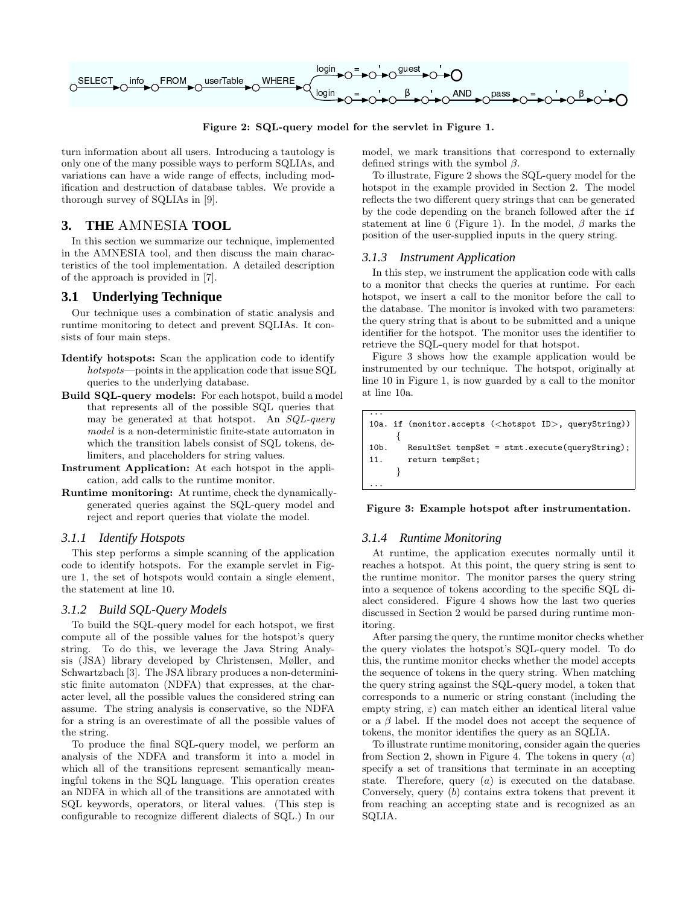Figure 2: SQL-query model for the servlet in Figure 1.

turn information about all users. Introducing a tautology is only one of the many possible ways to perform SQLIAs, and variations can have a wide range of effects, including modification and destruction of database tables. We provide a thorough survey of SQLIAs in [9].

## 3. THE AMNESIA TOOL

In this section we summarize our technique, implemented in the AMNESIA tool, and then discuss the main characteristics of the tool implementation. A detailed description of the approach is provided in [7].

### 3.1 Underlying Technique

Our technique uses a combination of static analysis and runtime monitoring to detect and prevent SQLIAs. It consists of four main steps.

- **Identify hotspots:** Scan the application code to identify *hotspots*—points in the application code that issue SQL queries to the underlying database.
- **Build SQL-query models:** For each hotspot, build a model that represents all of the possible SQL queries that may be generated at that hotspot. An *SQL-query model* is a non-deterministic finite-state automaton in which the transition labels consist of SQL tokens, delimiters, and placeholders for string values.
- **Instrument Application:** At each hotspot in the application, add calls to the runtime monitor.
- **Runtime monitoring:** At runtime, check the dynamically-generated queries against the SQL-query model and reject and report queries that violate the model.

#### 3.1.1 Identify Hotspots

This step performs a simple scanning of the application code to identify hotspots. For the example servlet in Figure 1, the set of hotspots would contain a single element, the statement at line 10.

#### 3.1.2 Build SQL-Query Models

To build the SQL-query model for each hotspot, we first compute all of the possible values for the hotspot's query string. To do this, we leverage the Java String Analysis (JSA) library developed by Christensen, Møller, and Schwartzbach [3]. The JSA library produces a non-deterministic finite automaton (NDFA) that expresses, at the character level, all the possible values the considered string can assume. The string analysis is conservative, so the NDFA for a string is an overestimate of all the possible values of the string.

To produce the final SQL-query model, we perform an analysis of the NDFA and transform it into a model in which all of the transitions represent semantically meaningful tokens in the SQL language. This operation creates an NDFA in which all of the transitions are annotated with SQL keywords, operators, or literal values. (This step is configurable to recognize different dialects of SQL.) In our model, we mark transitions that correspond to externally defined strings with the symbol $\beta$.

To illustrate, Figure 2 shows the SQL-query model for the hotspot in the example provided in Section 2. The model reflects the two different query strings that can be generated by the code depending on the branch followed after the `if` statement at line 6 (Figure 1). In the model, $\beta$ marks the position of the user-supplied inputs in the query string.

#### 3.1.3 Instrument Application

In this step, we instrument the application code with calls to a monitor that checks the queries at runtime. For each hotspot, we insert a call to the monitor before the call to the database. The monitor is invoked with two parameters: the query string that is about to be submitted and a unique identifier for the hotspot. The monitor uses the identifier to retrieve the SQL-query model for that hotspot.

Figure 3 shows how the example application would be instrumented by our technique. The hotspot, originally at line 10 in Figure 1, is now guarded by a call to the monitor at line 10a.

```
...
10a. if (monitor.accepts (<hotspot ID>, queryString))
     {
10b.    ResultSet tempSet = stmt.execute(queryString);
11.     return tempSet;
     }
...
```

Figure 3: Example hotspot after instrumentation.

#### 3.1.4 Runtime Monitoring

At runtime, the application executes normally until it reaches a hotspot. At this point, the query string is sent to the runtime monitor. The monitor parses the query string into a sequence of tokens according to the specific SQL dialect considered. Figure 4 shows how the last two queries discussed in Section 2 would be parsed during runtime monitoring.

After parsing the query, the runtime monitor checks whether the query violates the hotspot's SQL-query model. To do this, the runtime monitor checks whether the model accepts the sequence of tokens in the query string. When matching the query string against the SQL-query model, a token that corresponds to a numeric or string constant (including the empty string, $\varepsilon$) can match either an identical literal value or a $\beta$ label. If the model does not accept the sequence of tokens, the monitor identifies the query as an SQLIA.

To illustrate runtime monitoring, consider again the queries from Section 2, shown in Figure 4. The tokens in query $(a)$ specify a set of transitions that terminate in an accepting state. Therefore, query $(a)$ is executed on the database. Conversely, query $(b)$ contains extra tokens that prevent it from reaching an accepting state and is recognized as an SQLIA.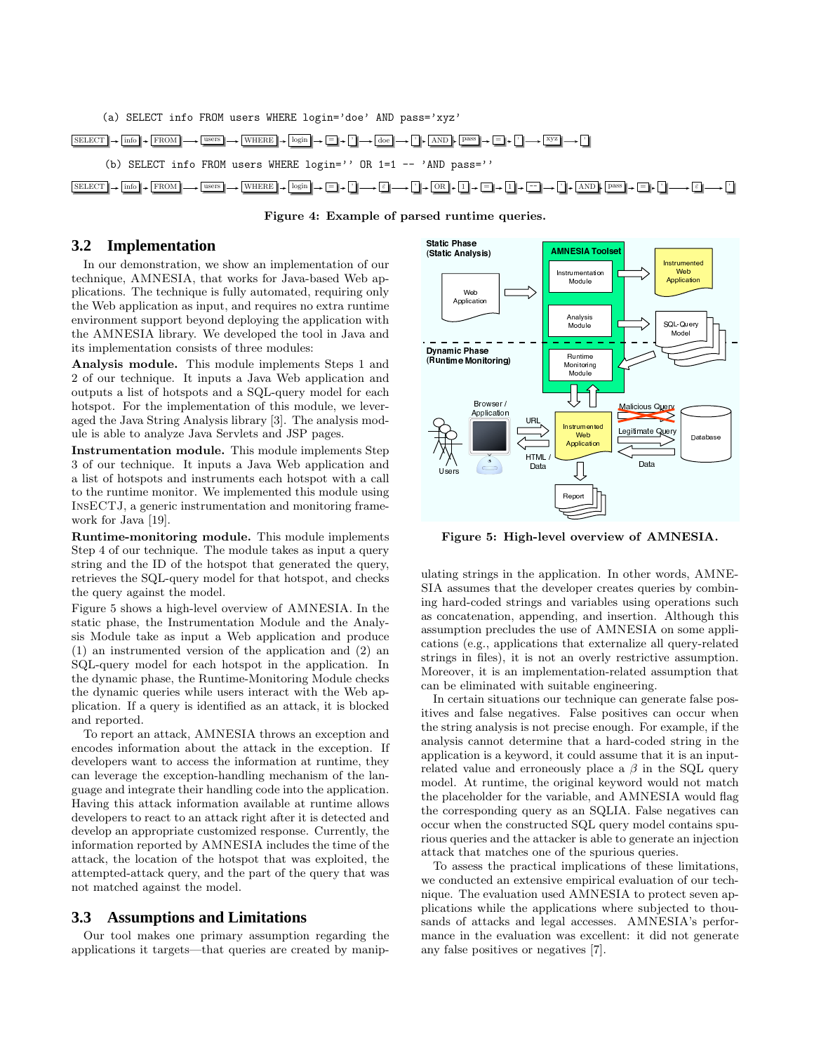(a) SELECT info FROM users WHERE login='doe' AND pass='xyz'

SELECT → info → FROM → users → WHERE → login → = → ' → doe → ' → AND → pass → = → ' → xyz → '

(b) SELECT info FROM users WHERE login='' OR 1=1 -- 'AND pass=''

SELECT → info → FROM → users → WHERE → login → = → ' → ε → ' → OR → 1 → = → 1 → -- → ' → AND → pass → = → ' → ε → '

**Figure 4: Example of parsed runtime queries.**

## 3.2 Implementation

In our demonstration, we show an implementation of our technique, AMNESIA, that works for Java-based Web applications. The technique is fully automated, requiring only the Web application as input, and requires no extra runtime environment support beyond deploying the application with the AMNESIA library. We developed the tool in Java and its implementation consists of three modules:

**Analysis module.** This module implements Steps 1 and 2 of our technique. It inputs a Java Web application and outputs a list of hotspots and a SQL-query model for each hotspot. For the implementation of this module, we leveraged the Java String Analysis library [3]. The analysis module is able to analyze Java Servlets and JSP pages.

**Instrumentation module.** This module implements Step 3 of our technique. It inputs a Java Web application and a list of hotspots and instruments each hotspot with a call to the runtime monitor. We implemented this module using InsECTJ, a generic instrumentation and monitoring framework for Java [19].

**Runtime-monitoring module.** This module implements Step 4 of our technique. The module takes as input a query string and the ID of the hotspot that generated the query, retrieves the SQL-query model for that hotspot, and checks the query against the model.

Figure 5 shows a high-level overview of AMNESIA. In the static phase, the Instrumentation Module and the Analysis Module take as input a Web application and produce (1) an instrumented version of the application and (2) an SQL-query model for each hotspot in the application. In the dynamic phase, the Runtime-Monitoring Module checks the dynamic queries while users interact with the Web application. If a query is identified as an attack, it is blocked and reported.

To report an attack, AMNESIA throws an exception and encodes information about the attack in the exception. If developers want to access the information at runtime, they can leverage the exception-handling mechanism of the language and integrate their handling code into the application. Having this attack information available at runtime allows developers to react to an attack right after it is detected and develop an appropriate customized response. Currently, the information reported by AMNESIA includes the time of the attack, the location of the hotspot that was exploited, the attempted-attack query, and the part of the query that was not matched against the model.

Static Phase (Static Analysis)
AMNESIA Toolset
Instrumentation Module
Analysis Module
Runtime Monitoring Module
Web Application
Instrumented Web Application
SQL-Query Model
Dynamic Phase (Runtime Monitoring)
Browser / Application
Users
URL
HTML / Data
Instrumented Web Application
Malicious Query
Legitimate Query
Data
Database
Report

**Figure 5: High-level overview of AMNESIA.**

## 3.3 Assumptions and Limitations

Our tool makes one primary assumption regarding the applications it targets—that queries are created by manipulating strings in the application. In other words, AMNESIA assumes that the developer creates queries by combining hard-coded strings and variables using operations such as concatenation, appending, and insertion. Although this assumption precludes the use of AMNESIA on some applications (e.g., applications that externalize all query-related strings in files), it is not an overly restrictive assumption. Moreover, it is an implementation-related assumption that can be eliminated with suitable engineering.

In certain situations our technique can generate false positives and false negatives. False positives can occur when the string analysis is not precise enough. For example, if the analysis cannot determine that a hard-coded string in the application is a keyword, it could assume that it is an input-related value and erroneously place a $\beta$ in the SQL query model. At runtime, the original keyword would not match the placeholder for the variable, and AMNESIA would flag the corresponding query as an SQLIA. False negatives can occur when the constructed SQL query model contains spurious queries and the attacker is able to generate an injection attack that matches one of the spurious queries.

To assess the practical implications of these limitations, we conducted an extensive empirical evaluation of our technique. The evaluation used AMNESIA to protect seven applications while the applications where subjected to thousands of attacks and legal accesses. AMNESIA's performance in the evaluation was excellent: it did not generate any false positives or negatives [7].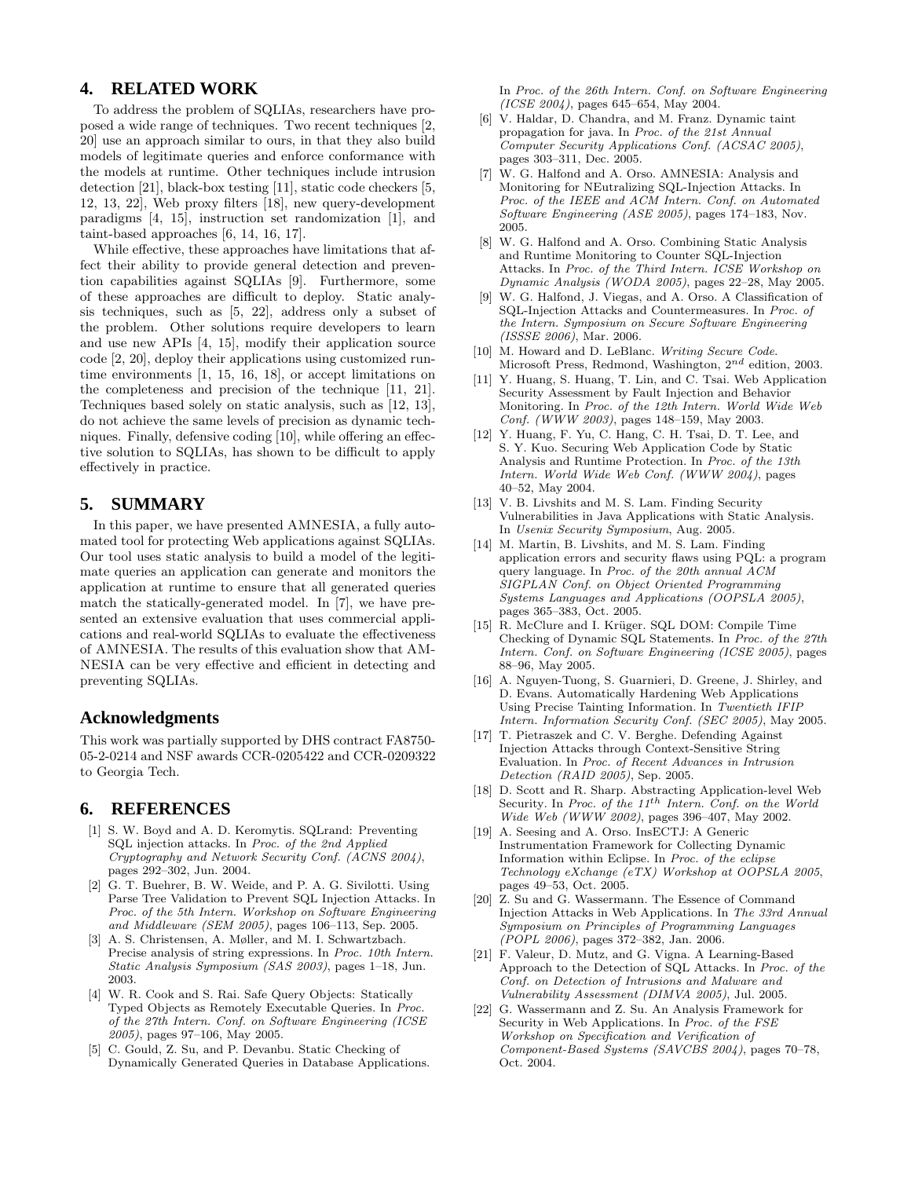## 4. RELATED WORK

To address the problem of SQLIAs, researchers have proposed a wide range of techniques. Two recent techniques [2, 20] use an approach similar to ours, in that they also build models of legitimate queries and enforce conformance with the models at runtime. Other techniques include intrusion detection [21], black-box testing [11], static code checkers [5, 12, 13, 22], Web proxy filters [18], new query-development paradigms [4, 15], instruction set randomization [1], and taint-based approaches [6, 14, 16, 17].

While effective, these approaches have limitations that affect their ability to provide general detection and prevention capabilities against SQLIAs [9]. Furthermore, some of these approaches are difficult to deploy. Static analysis techniques, such as [5, 22], address only a subset of the problem. Other solutions require developers to learn and use new APIs [4, 15], modify their application source code [2, 20], deploy their applications using customized runtime environments [1, 15, 16, 18], or accept limitations on the completeness and precision of the technique [11, 21]. Techniques based solely on static analysis, such as [12, 13], do not achieve the same levels of precision as dynamic techniques. Finally, defensive coding [10], while offering an effective solution to SQLIAs, has shown to be difficult to apply effectively in practice.

## 5. SUMMARY

In this paper, we have presented AMNESIA, a fully automated tool for protecting Web applications against SQLIAs. Our tool uses static analysis to build a model of the legitimate queries an application can generate and monitors the application at runtime to ensure that all generated queries match the statically-generated model. In [7], we have presented an extensive evaluation that uses commercial applications and real-world SQLIAs to evaluate the effectiveness of AMNESIA. The results of this evaluation show that AMNESIA can be very effective and efficient in detecting and preventing SQLIAs.

## Acknowledgments

This work was partially supported by DHS contract FA8750-05-2-0214 and NSF awards CCR-0205422 and CCR-0209322 to Georgia Tech.

## 6. REFERENCES

[1] S. W. Boyd and A. D. Keromytis. SQLrand: Preventing SQL injection attacks. In *Proc. of the 2nd Applied Cryptography and Network Security Conf. (ACNS 2004)*, pages 292–302, Jun. 2004.

[2] G. T. Buehrer, B. W. Weide, and P. A. G. Sivilotti. Using Parse Tree Validation to Prevent SQL Injection Attacks. In *Proc. of the 5th Intern. Workshop on Software Engineering and Middleware (SEM 2005)*, pages 106–113, Sep. 2005.

[3] A. S. Christensen, A. Møller, and M. I. Schwartzbach. Precise analysis of string expressions. In *Proc. 10th Intern. Static Analysis Symposium (SAS 2003)*, pages 1–18, Jun. 2003.

[4] W. R. Cook and S. Rai. Safe Query Objects: Statically Typed Objects as Remotely Executable Queries. In *Proc. of the 27th Intern. Conf. on Software Engineering (ICSE 2005)*, pages 97–106, May 2005.

[5] C. Gould, Z. Su, and P. Devanbu. Static Checking of Dynamically Generated Queries in Database Applications. In *Proc. of the 26th Intern. Conf. on Software Engineering (ICSE 2004)*, pages 645–654, May 2004.

[6] V. Haldar, D. Chandra, and M. Franz. Dynamic taint propagation for java. In *Proc. of the 21st Annual Computer Security Applications Conf. (ACSAC 2005)*, pages 303–311, Dec. 2005.

[7] W. G. Halfond and A. Orso. AMNESIA: Analysis and Monitoring for NEutralizing SQL-Injection Attacks. In *Proc. of the IEEE and ACM Intern. Conf. on Automated Software Engineering (ASE 2005)*, pages 174–183, Nov. 2005.

[8] W. G. Halfond and A. Orso. Combining Static Analysis and Runtime Monitoring to Counter SQL-Injection Attacks. In *Proc. of the Third Intern. ICSE Workshop on Dynamic Analysis (WODA 2005)*, pages 22–28, May 2005.

[9] W. G. Halfond, J. Viegas, and A. Orso. A Classification of SQL-Injection Attacks and Countermeasures. In *Proc. of the Intern. Symposium on Secure Software Engineering (ISSSE 2006)*, Mar. 2006.

[10] M. Howard and D. LeBlanc. *Writing Secure Code*. Microsoft Press, Redmond, Washington, $2^{nd}$ edition, 2003.

[11] Y. Huang, S. Huang, T. Lin, and C. Tsai. Web Application Security Assessment by Fault Injection and Behavior Monitoring. In *Proc. of the 12th Intern. World Wide Web Conf. (WWW 2003)*, pages 148–159, May 2003.

[12] Y. Huang, F. Yu, C. Hang, C. H. Tsai, D. T. Lee, and S. Y. Kuo. Securing Web Application Code by Static Analysis and Runtime Protection. In *Proc. of the 13th Intern. World Wide Web Conf. (WWW 2004)*, pages 40–52, May 2004.

[13] V. B. Livshits and M. S. Lam. Finding Security Vulnerabilities in Java Applications with Static Analysis. In *Usenix Security Symposium*, Aug. 2005.

[14] M. Martin, B. Livshits, and M. S. Lam. Finding application errors and security flaws using PQL: a program query language. In *Proc. of the 20th annual ACM SIGPLAN Conf. on Object Oriented Programming Systems Languages and Applications (OOPSLA 2005)*, pages 365–383, Oct. 2005.

[15] R. McClure and I. Krüger. SQL DOM: Compile Time Checking of Dynamic SQL Statements. In *Proc. of the 27th Intern. Conf. on Software Engineering (ICSE 2005)*, pages 88–96, May 2005.

[16] A. Nguyen-Tuong, S. Guarnieri, D. Greene, J. Shirley, and D. Evans. Automatically Hardening Web Applications Using Precise Tainting Information. In *Twentieth IFIP Intern. Information Security Conf. (SEC 2005)*, May 2005.

[17] T. Pietraszek and C. V. Berghe. Defending Against Injection Attacks through Context-Sensitive String Evaluation. In *Proc. of Recent Advances in Intrusion Detection (RAID 2005)*, Sep. 2005.

[18] D. Scott and R. Sharp. Abstracting Application-level Web Security. In *Proc. of the $11^{th}$ Intern. Conf. on the World Wide Web (WWW 2002)*, pages 396–407, May 2002.

[19] A. Seesing and A. Orso. InsECTJ: A Generic Instrumentation Framework for Collecting Dynamic Information within Eclipse. In *Proc. of the eclipse Technology eXchange (eTX) Workshop at OOPSLA 2005*, pages 49–53, Oct. 2005.

[20] Z. Su and G. Wassermann. The Essence of Command Injection Attacks in Web Applications. In *The 33rd Annual Symposium on Principles of Programming Languages (POPL 2006)*, pages 372–382, Jan. 2006.

[21] F. Valeur, D. Mutz, and G. Vigna. A Learning-Based Approach to the Detection of SQL Attacks. In *Proc. of the Conf. on Detection of Intrusions and Malware and Vulnerability Assessment (DIMVA 2005)*, Jul. 2005.

[22] G. Wassermann and Z. Su. An Analysis Framework for Security in Web Applications. In *Proc. of the FSE Workshop on Specification and Verification of Component-Based Systems (SAVCBS 2004)*, pages 70–78, Oct. 2004.